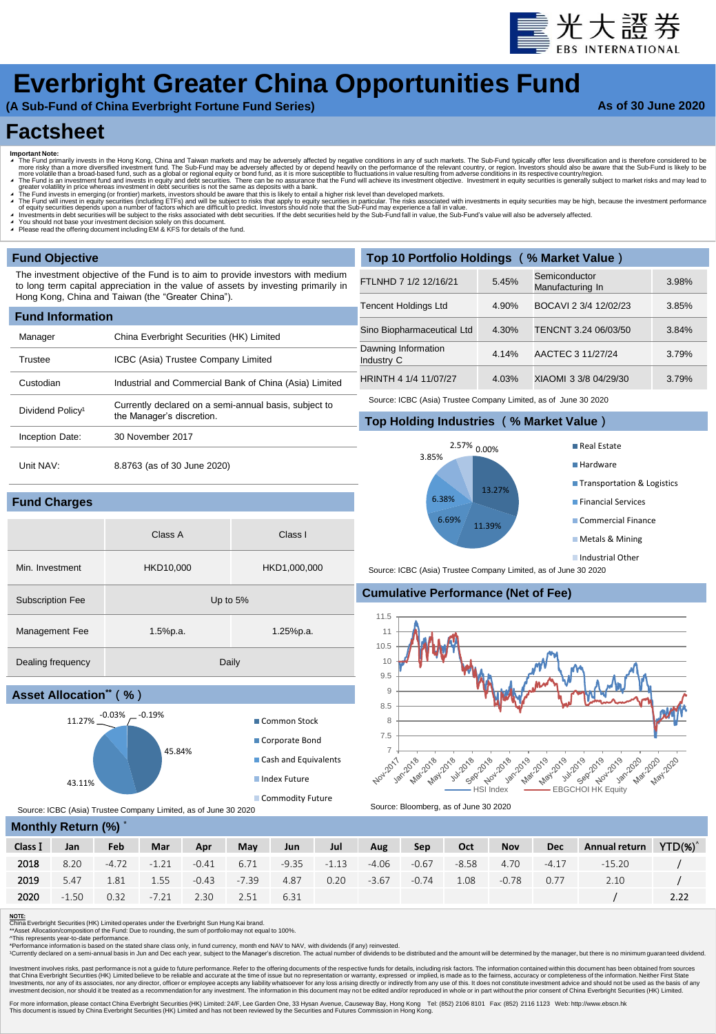光大證券 EBS INTERNATIONAL

# Everbright Greater China Opportunities Fund

**(A Sub-Fund of China Everbright Fortune Fund Series)** **As of 30 June 2020**

# Factsheet

**Important Note:**

- The Fund primarily invests in the Hong Kong, China and Taiwan markets and may be adversely affected by negative conditions in any of such markets. The Sub-Fund typically offer less diversification and is therefore considered to be more risky than a more diversified investment fund. The Sub-Fund may be adversely affected by or depend heavily on the performance of the relevant country, or region. Investors should also be aware that the Sub-Fund is likely to be more volatile than a broad-based fund, such as a global or regional equity or bond fund, as it is more susceptible to fluctuations in value resulting from adverse conditions in its respective country/region.
- The Fund is an investment fund and invests in equity and debt securities. There can be no assurance that the Fund will achieve its investment objective. Investment in equity securities is generally subject to market risks and may lead to greater volatility in price whereas investment in debt securities is not the same as deposits with a bank.
- The Fund invests in emerging (or frontier) markets, investors should be aware that this is likely to entail a higher risk level than developed markets.
- The Fund will invest in equity securities (including ETFs) and will be subject to risks that apply to equity securities in particular. The risks associated with investments in equity securities may be high, because the investment performance of equity securities depends upon a number of factors which are difficult to predict. Investors should note that the Sub-Fund may experience a fall in value.
- Investments in debt securities will be subject to the risks associated with debt securities. If the debt securities held by the Sub-Fund fall in value, the Sub-Fund's value will also be adversely affected.
- You should not base your investment decision solely on this document.
- Please read the offering document including EM & KFS for details of the fund.

## Fund Objective

The investment objective of the Fund is to aim to provide investors with medium to long term capital appreciation in the value of assets by investing primarily in Hong Kong, China and Taiwan (the "Greater China").

## Fund Information

| | |
|---|---|
| Manager | China Everbright Securities (HK) Limited |
| Trustee | ICBC (Asia) Trustee Company Limited |
| Custodian | Industrial and Commercial Bank of China (Asia) Limited |
| Dividend Policy[1] | Currently declared on a semi-annual basis, subject to the Manager's discretion. |
| Inception Date: | 30 November 2017 |
| Unit NAV: | 8.8763 (as of 30 June 2020) |

## Fund Charges

| | Class A | Class I |
|---|---|---|
| Min. Investment | HKD10,000 | HKD1,000,000 |
| Subscription Fee | Up to 5% | |
| Management Fee | 1.5%p.a. | 1.25%p.a. |
| Dealing frequency | Daily | |

## Asset Allocation** ( % )

| Asset | % |
|---|---|
| Common Stock | 45.84% |
| Corporate Bond | 43.11% |
| Cash and Equivalents | 11.27% |
| Index Future | -0.03% |
| Commodity Future | -0.19% |

Source: ICBC (Asia) Trustee Company Limited, as of June 30 2020

## Top 10 Portfolio Holdings ( % Market Value )

| Holding | % | Holding | % |
|---|---|---|---|
| FTLNHD 7 1/2 12/16/21 | 5.45% | Semiconductor Manufacturing In | 3.98% |
| Tencent Holdings Ltd | 4.90% | BOCAVI 2 3/4 12/02/23 | 3.85% |
| Sino Biopharmaceutical Ltd | 4.30% | TENCNT 3.24 06/03/50 | 3.84% |
| Dawning Information Industry C | 4.14% | AACTEC 3 11/27/24 | 3.79% |
| HRINTH 4 1/4 11/07/27 | 4.03% | XIAOMI 3 3/8 04/29/30 | 3.79% |

Source: ICBC (Asia) Trustee Company Limited, as of June 30 2020

## Top Holding Industries ( % Market Value )

| Industry | % |
|---|---|
| Real Estate | 13.27% |
| Hardware | 11.39% |
| Transportation & Logistics | 6.69% |
| Financial Services | 6.38% |
| Commercial Finance | 3.85% |
| Metals & Mining | 2.57% |
| Industrial Other | 0.00% |

Source: ICBC (Asia) Trustee Company Limited, as of June 30 2020

## Cumulative Performance (Net of Fee)

HSI Index — EBGCHOI HK Equity

Source: Bloomberg, as of June 30 2020

## Monthly Return (%) *

| Class I | Jan | Feb | Mar | Apr | May | Jun | Jul | Aug | Sep | Oct | Nov | Dec | Annual return | YTD(%)^ |
|---|---|---|---|---|---|---|---|---|---|---|---|---|---|---|
| 2018 | 8.20 | -4.72 | -1.21 | -0.41 | 6.71 | -9.35 | -1.13 | -4.06 | -0.67 | -8.58 | 4.70 | -4.17 | -15.20 | / |
| 2019 | 5.47 | 1.81 | 1.55 | -0.43 | -7.39 | 4.87 | 0.20 | -3.67 | -0.74 | 1.08 | -0.78 | 0.77 | 2.10 | / |
| 2020 | -1.50 | 0.32 | -7.21 | 2.30 | 2.51 | 6.31 | | | | | | | / | 2.22 |

**NOTE:**

China Everbright Securities (HK) Limited operates under the Everbright Sun Hung Kai brand.

**Asset Allocation/composition of the Fund: Due to rounding, the sum of portfolio may not equal to 100%.

^This represents year-to-date performance.

*Performance information is based on the stated share class only, in fund currency, month end NAV to NAV, with dividends (if any) reinvested.

[1]Currently declared on a semi-annual basis in Jun and Dec each year, subject to the Manager's discretion. The actual number of dividends to be distributed and the amount will be determined by the manager, but there is no minimum guaranteed dividend.

Investment involves risks, past performance is not a guide to future performance. Refer to the offering documents of the respective funds for details, including risk factors. The information contained within this document has been obtained from sources that China Everbright Securities (HK) Limited believe to be reliable and accurate at the time of issue but no representation or warranty, expressed or implied, is made as to the fairness, accuracy or completeness of the information. Neither First State Investments, nor any of its associates, nor any director, officer or employee accepts any liability whatsoever for any loss arising directly or indirectly from any use of this. It does not constitute investment advice and should not be used as the basis of any investment decision, nor should it be treated as a recommendation for any investment. The information in this document may not be edited and/or reproduced in whole or in part without the prior consent of China Everbright Securities (HK) Limited.

For more information, please contact China Everbright Securities (HK) Limited: 24/F, Lee Garden One, 33 Hysan Avenue, Causeway Bay, Hong Kong Tel: (852) 2106 8101 Fax: (852) 2116 1123 Web: http://www.ebscn.hk

This document is issued by China Everbright Securities (HK) Limited and has not been reviewed by the Securities and Futures Commission in Hong Kong.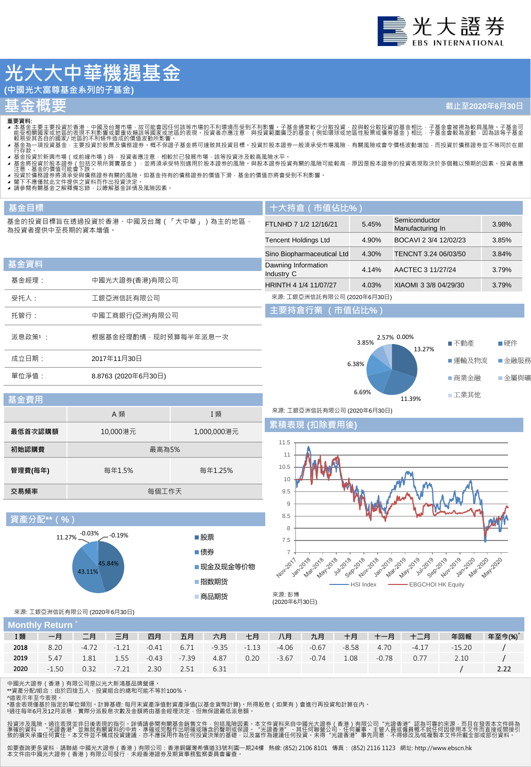# 光大大中華機遇基金

**(中國光大富尊基金系列的子基金)**

## 基金概要

**截止至2020年6月30日**

**重要資料:**

- 本基金主要主要投資於香港、中國及台灣市場，故可能會因任何該等市場的不利環境而受到不利影響。子基金通常較少分散投資，故與較分散投資的基金相比，子基金會被視為較具風險。子基金可能受相關國家或地區的表現不利影響或嚴重依賴該等國家或地區的表現。投資者亦應注意，與投資範圍廣泛的基金(例如環球或地區性股票或債券基金)相比，子基金會較為波動，因為該等子基金較易受其各自的國家/地區的不利條件造成的價值波動所影響。
- 基金為一項投資基金，主要投資於股票及債務證券。概不保證子基金將可達致其投資目標。投資於股本證券一般須承受市場風險，有關風險或會令價格波動增加，而投資於債務證券並不等同於在銀行存款。
- 基金投資於新興市場(或前緣市場)時，投資者應注意，相較於已發展市場，該等投資涉及較高風險水平。
- 基金將投資於股本證券(包括交易所買賣基金)，並將須承受特別適用於股本證券的風險。與股本證券投資有關的風險可能較高，原因是股本證券的投資表現取決於多個難以預期的因素。投資者應注意，基金的價值可能會下跌。
- 投資於債務證券將須承受與債務證券有關的風險，如基金持有的債務證券的價值下滑，基金的價值亦將會受到不利影響。
- 閣下不應僅就此文件提供之資料而作出投資決定。
- 請參閱有關基金之解釋備忘錄，以瞭解基金詳情及風險因素。

## 基金目標

基金的投資目標旨在透過投資於香港、中國及台灣(「大中華」)為主的地區，為投資者提供中至長期的資本增值。

## 基金資料

| | |
|---|---|
| 基金經理： | 中國光大證券(香港)有限公司 |
| 受托人： | 工銀亞洲信託有限公司 |
| 托管行： | 中國工商銀行(亞洲)有限公司 |
| 派息政策[1]： | 根據基金經理酌情，現時預算每半年派息一次 |
| 成立日期： | 2017年11月30日 |
| 單位淨值： | 8.8763 (2020年6月30日) |

## 基金費用

| | A 類 | I 類 |
|---|---|---|
| **最低首次認購額** | 10,000港元 | 1,000,000港元 |
| **初始認購費** | 最高為5% | |
| **管理費(每年)** | 每年1.5% | 每年1.25% |
| **交易頻率** | 每個工作天 | |

## 資產分配**(%)

11.27%
-0.03%
-0.19%
45.84%
43.11%

股票
債券
現金及現金等價物
指數期貨
商品期貨

來源: 工銀亞洲信託有限公司 (2020年6月30日)

## 十大持倉(市值佔比%)

| | | | |
|---|---|---|---|
| FTLNHD 7 1/2 12/16/21 | 5.45% | Semiconductor Manufacturing In | 3.98% |
| Tencent Holdings Ltd | 4.90% | BOCAVI 2 3/4 12/02/23 | 3.85% |
| Sino Biopharmaceutical Ltd | 4.30% | TENCNT 3.24 06/03/50 | 3.84% |
| Dawning Information Industry C | 4.14% | AACTEC 3 11/27/24 | 3.79% |
| HRINTH 4 1/4 11/07/27 | 4.03% | XIAOMI 3 3/8 04/29/30 | 3.79% |

來源: 工銀亞洲信託有限公司 (2020年6月30日)

## 主要持倉行業(市值佔比%)

2.57% 0.00%
3.85%
13.27%
6.38%
6.69%
11.39%

不動產
硬件
運輸及物流
金融服務
商業金融
金屬與礦
工業其他

來源: 工銀亞洲信託有限公司 (2020年6月30日)

## 累積表現(扣除費用後)

11.5
11
10.5
10
9.5
9
8.5
8
7.5
7

Nov-2017 Jan-2018 Mar-2018 May-2018 Jul-2018 Sep-2018 Nov-2018 Jan-2019 Mar-2019 May-2019 Jul-2019 Sep-2019 Nov-2019 Jan-2020 Mar-2020 May-2020

HSI Index
EBGCHOI HK Equity

來源: 彭博
(2020年6月30日)

## Monthly Return*

| I 類 | 一月 | 二月 | 三月 | 四月 | 五月 | 六月 | 七月 | 八月 | 九月 | 十月 | 十一月 | 十二月 | 年回報 | 年至今(%)^ |
|---|---|---|---|---|---|---|---|---|---|---|---|---|---|---|
| 2018 | 8.20 | -4.72 | -1.21 | -0.41 | 6.71 | -9.35 | -1.13 | -4.06 | -0.67 | -8.58 | 4.70 | -4.17 | -15.20 | / |
| 2019 | 5.47 | 1.81 | 1.55 | -0.43 | -7.39 | 4.87 | 0.20 | -3.67 | -0.74 | 1.08 | -0.78 | 0.77 | 2.10 | / |
| 2020 | -1.50 | 0.32 | -7.21 | 2.30 | 2.51 | 6.31 | | | | | | | / | 2.22 |

中國光大證券(香港)有限公司是以光大新鴻基品牌營運。
**資產分配/組合：由於四捨五入，投資組合的總和可能不等於100%。
^這表示年至今表現。
*基金表現僅基於指定的單位類別。計算基礎: 每月末資產淨值對資產淨值(以基金貨幣計算)，所得股息(如果有)會進行再投資和計算在內。
¹過往每年6月及12月派息，實際分派股息次數及金額將由基金經理決定，但無保證最低派息額。

投資涉及風險，過往表現並非日後表現的指引。詳情請參閱有關基金銷售文件，包括風險因素。本文件資料來自中國光大證券(香港)有限公司"光證香港"認為可靠的來源，而且在發表本文件時為準確的資料。"光證香港"並無就有關資料的中肯、準確或完整作出明確或隱含的聲明或保證。"光證香港"、其任何聯營公司、任何董事、主管人員或僱員概不就任何因使用本文件而直接或間接引致的損失承擔任何責任。本文件並不構成投資建議，亦不應採用作為任何投資決策的基礎，以及當作為建議任何投資。未得"光證香港"事先同意，不得修改及/或複製本文件所載全部或部份資料。

如要查詢更多資料，請聯絡 中國光大證券(香港)有限公司：香港銅鑼灣希慎道33號利園一期24樓 熱線: (852) 2106 8101 傳真：(852) 2116 1123 網址: http://www.ebscn.hk
本文件由中國光大證券(香港)有限公司發行，未經香港證券及期貨事務監察委員會審查。